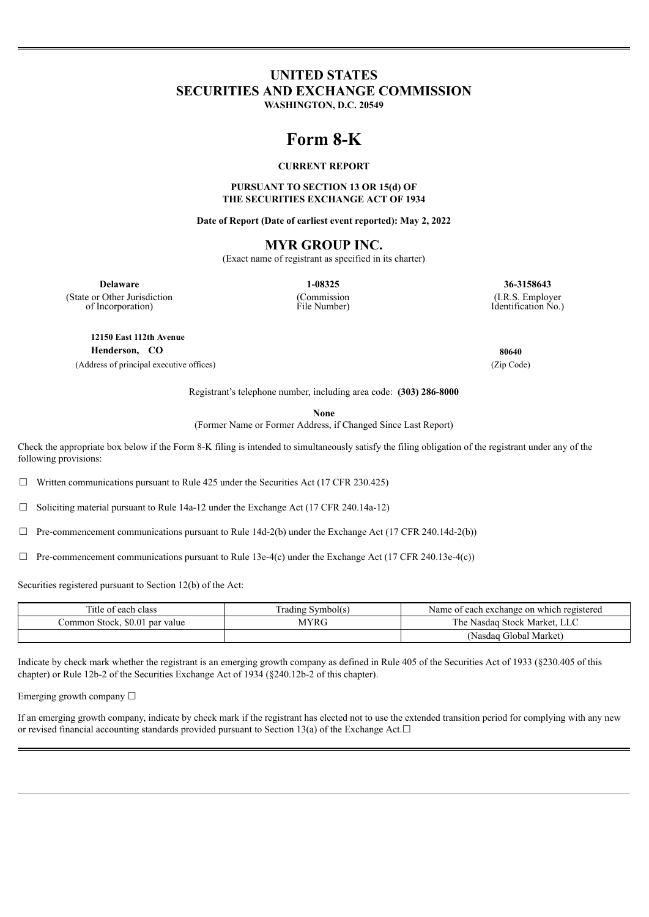# UNITED STATES
# SECURITIES AND EXCHANGE COMMISSION
**WASHINGTON, D.C. 20549**

# Form 8-K

**CURRENT REPORT**

**PURSUANT TO SECTION 13 OR 15(d) OF
THE SECURITIES EXCHANGE ACT OF 1934**

**Date of Report (Date of earliest event reported): May 2, 2022**

## MYR GROUP INC.

(Exact name of registrant as specified in its charter)

| **Delaware** | **1-08325** | **36-3158643** |
|---|---|---|
| (State or Other Jurisdiction of Incorporation) | (Commission File Number) | (I.R.S. Employer Identification No.) |

**12150 East 112th Avenue**
**Henderson, CO** **80640**
(Address of principal executive offices) (Zip Code)

Registrant's telephone number, including area code: **(303) 286-8000**

**None**
(Former Name or Former Address, if Changed Since Last Report)

Check the appropriate box below if the Form 8-K filing is intended to simultaneously satisfy the filing obligation of the registrant under any of the following provisions:

☐ Written communications pursuant to Rule 425 under the Securities Act (17 CFR 230.425)

☐ Soliciting material pursuant to Rule 14a-12 under the Exchange Act (17 CFR 240.14a-12)

☐ Pre-commencement communications pursuant to Rule 14d-2(b) under the Exchange Act (17 CFR 240.14d-2(b))

☐ Pre-commencement communications pursuant to Rule 13e-4(c) under the Exchange Act (17 CFR 240.13e-4(c))

Securities registered pursuant to Section 12(b) of the Act:

| Title of each class | Trading Symbol(s) | Name of each exchange on which registered |
|---|---|---|
| Common Stock, $0.01 par value | MYRG | The Nasdaq Stock Market, LLC |
| | | (Nasdaq Global Market) |

Indicate by check mark whether the registrant is an emerging growth company as defined in Rule 405 of the Securities Act of 1933 (§230.405 of this chapter) or Rule 12b-2 of the Securities Exchange Act of 1934 (§240.12b-2 of this chapter).

Emerging growth company ☐

If an emerging growth company, indicate by check mark if the registrant has elected not to use the extended transition period for complying with any new or revised financial accounting standards provided pursuant to Section 13(a) of the Exchange Act.☐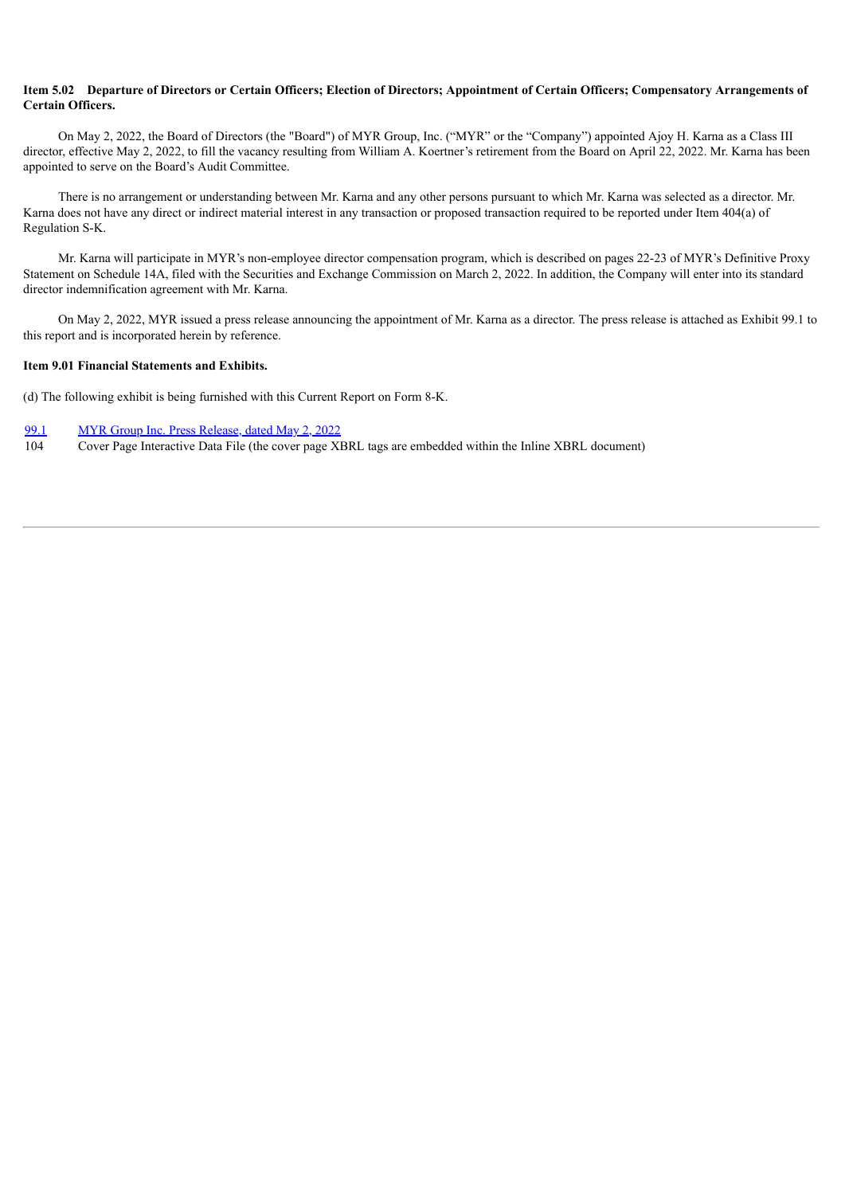**Item 5.02 Departure of Directors or Certain Officers; Election of Directors; Appointment of Certain Officers; Compensatory Arrangements of Certain Officers.**

On May 2, 2022, the Board of Directors (the "Board") of MYR Group, Inc. ("MYR" or the "Company") appointed Ajoy H. Karna as a Class III director, effective May 2, 2022, to fill the vacancy resulting from William A. Koertner's retirement from the Board on April 22, 2022. Mr. Karna has been appointed to serve on the Board's Audit Committee.

There is no arrangement or understanding between Mr. Karna and any other persons pursuant to which Mr. Karna was selected as a director. Mr. Karna does not have any direct or indirect material interest in any transaction or proposed transaction required to be reported under Item 404(a) of Regulation S-K.

Mr. Karna will participate in MYR's non-employee director compensation program, which is described on pages 22-23 of MYR's Definitive Proxy Statement on Schedule 14A, filed with the Securities and Exchange Commission on March 2, 2022. In addition, the Company will enter into its standard director indemnification agreement with Mr. Karna.

On May 2, 2022, MYR issued a press release announcing the appointment of Mr. Karna as a director. The press release is attached as Exhibit 99.1 to this report and is incorporated herein by reference.

**Item 9.01 Financial Statements and Exhibits.**

(d) The following exhibit is being furnished with this Current Report on Form 8-K.

| | |
|---|---|
| 99.1 | MYR Group Inc. Press Release, dated May 2, 2022 |
| 104 | Cover Page Interactive Data File (the cover page XBRL tags are embedded within the Inline XBRL document) |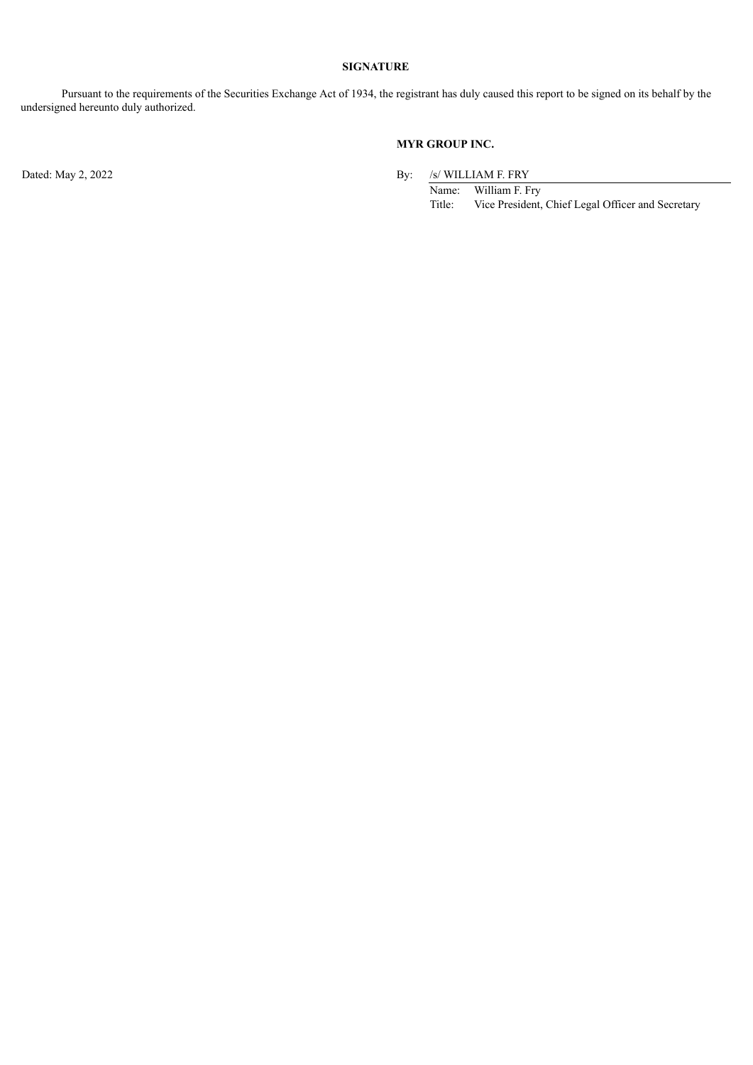**SIGNATURE**

Pursuant to the requirements of the Securities Exchange Act of 1934, the registrant has duly caused this report to be signed on its behalf by the undersigned hereunto duly authorized.

**MYR GROUP INC.**

Dated: May 2, 2022

By: /s/ WILLIAM F. FRY

Name: William F. Fry

Title: Vice President, Chief Legal Officer and Secretary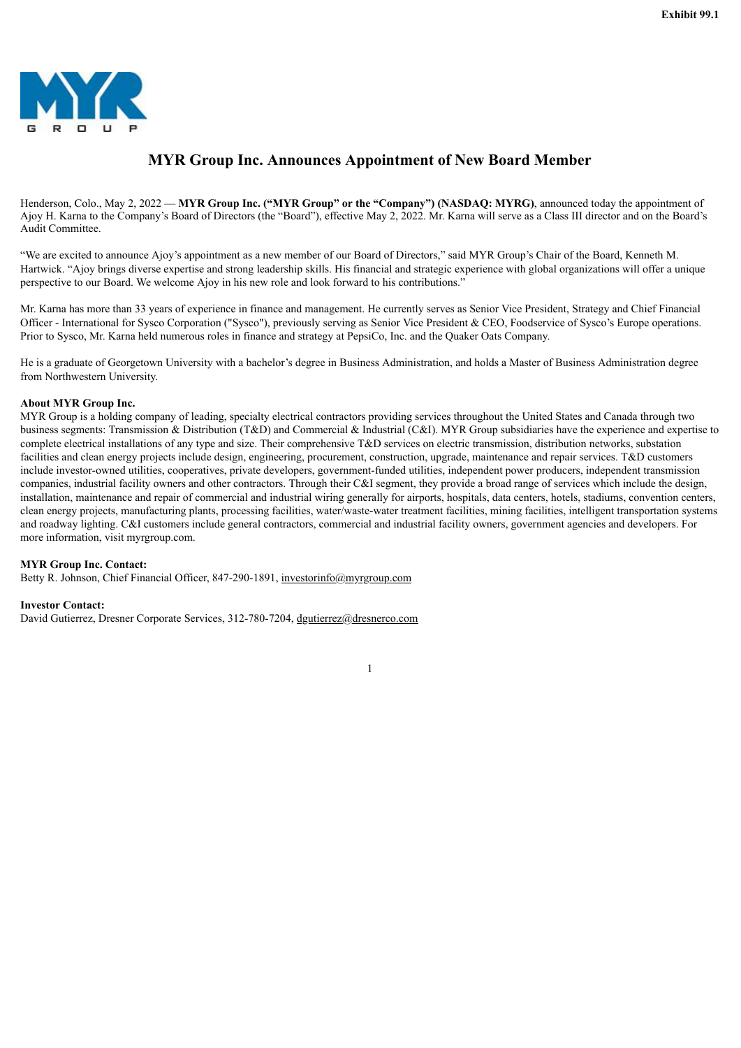Exhibit 99.1

# MYR Group Inc. Announces Appointment of New Board Member

Henderson, Colo., May 2, 2022 — **MYR Group Inc. ("MYR Group" or the "Company") (NASDAQ: MYRG)**, announced today the appointment of Ajoy H. Karna to the Company's Board of Directors (the "Board"), effective May 2, 2022. Mr. Karna will serve as a Class III director and on the Board's Audit Committee.

"We are excited to announce Ajoy's appointment as a new member of our Board of Directors," said MYR Group's Chair of the Board, Kenneth M. Hartwick. "Ajoy brings diverse expertise and strong leadership skills. His financial and strategic experience with global organizations will offer a unique perspective to our Board. We welcome Ajoy in his new role and look forward to his contributions."

Mr. Karna has more than 33 years of experience in finance and management. He currently serves as Senior Vice President, Strategy and Chief Financial Officer - International for Sysco Corporation ("Sysco"), previously serving as Senior Vice President & CEO, Foodservice of Sysco's Europe operations. Prior to Sysco, Mr. Karna held numerous roles in finance and strategy at PepsiCo, Inc. and the Quaker Oats Company.

He is a graduate of Georgetown University with a bachelor's degree in Business Administration, and holds a Master of Business Administration degree from Northwestern University.

**About MYR Group Inc.**
MYR Group is a holding company of leading, specialty electrical contractors providing services throughout the United States and Canada through two business segments: Transmission & Distribution (T&D) and Commercial & Industrial (C&I). MYR Group subsidiaries have the experience and expertise to complete electrical installations of any type and size. Their comprehensive T&D services on electric transmission, distribution networks, substation facilities and clean energy projects include design, engineering, procurement, construction, upgrade, maintenance and repair services. T&D customers include investor-owned utilities, cooperatives, private developers, government-funded utilities, independent power producers, independent transmission companies, industrial facility owners and other contractors. Through their C&I segment, they provide a broad range of services which include the design, installation, maintenance and repair of commercial and industrial wiring generally for airports, hospitals, data centers, hotels, stadiums, convention centers, clean energy projects, manufacturing plants, processing facilities, water/waste-water treatment facilities, mining facilities, intelligent transportation systems and roadway lighting. C&I customers include general contractors, commercial and industrial facility owners, government agencies and developers. For more information, visit myrgroup.com.

**MYR Group Inc. Contact:**
Betty R. Johnson, Chief Financial Officer, 847-290-1891, investorinfo@myrgroup.com

**Investor Contact:**
David Gutierrez, Dresner Corporate Services, 312-780-7204, dgutierrez@dresnerco.com